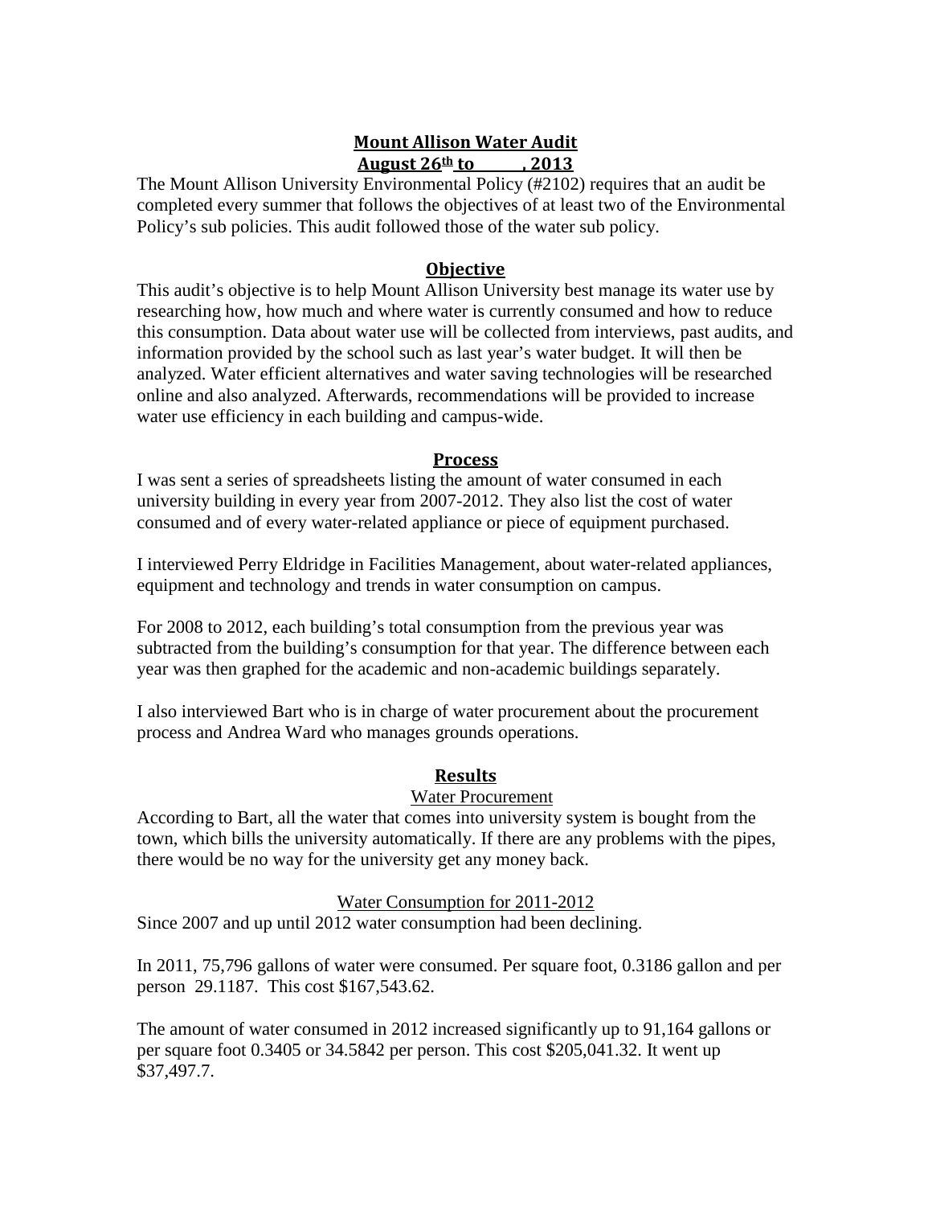# Mount Allison Water Audit

## August 26th to \_\_\_\_\_\_, 2013

The Mount Allison University Environmental Policy (#2102) requires that an audit be completed every summer that follows the objectives of at least two of the Environmental Policy's sub policies. This audit followed those of the water sub policy.

## Objective

This audit's objective is to help Mount Allison University best manage its water use by researching how, how much and where water is currently consumed and how to reduce this consumption. Data about water use will be collected from interviews, past audits, and information provided by the school such as last year's water budget. It will then be analyzed. Water efficient alternatives and water saving technologies will be researched online and also analyzed. Afterwards, recommendations will be provided to increase water use efficiency in each building and campus-wide.

## Process

I was sent a series of spreadsheets listing the amount of water consumed in each university building in every year from 2007-2012. They also list the cost of water consumed and of every water-related appliance or piece of equipment purchased.

I interviewed Perry Eldridge in Facilities Management, about water-related appliances, equipment and technology and trends in water consumption on campus.

For 2008 to 2012, each building's total consumption from the previous year was subtracted from the building's consumption for that year. The difference between each year was then graphed for the academic and non-academic buildings separately.

I also interviewed Bart who is in charge of water procurement about the procurement process and Andrea Ward who manages grounds operations.

## Results

### Water Procurement

According to Bart, all the water that comes into university system is bought from the town, which bills the university automatically. If there are any problems with the pipes, there would be no way for the university get any money back.

### Water Consumption for 2011-2012

Since 2007 and up until 2012 water consumption had been declining.

In 2011, 75,796 gallons of water were consumed. Per square foot, 0.3186 gallon and per person 29.1187. This cost $167,543.62.

The amount of water consumed in 2012 increased significantly up to 91,164 gallons or per square foot 0.3405 or 34.5842 per person. This cost $205,041.32. It went up $37,497.7.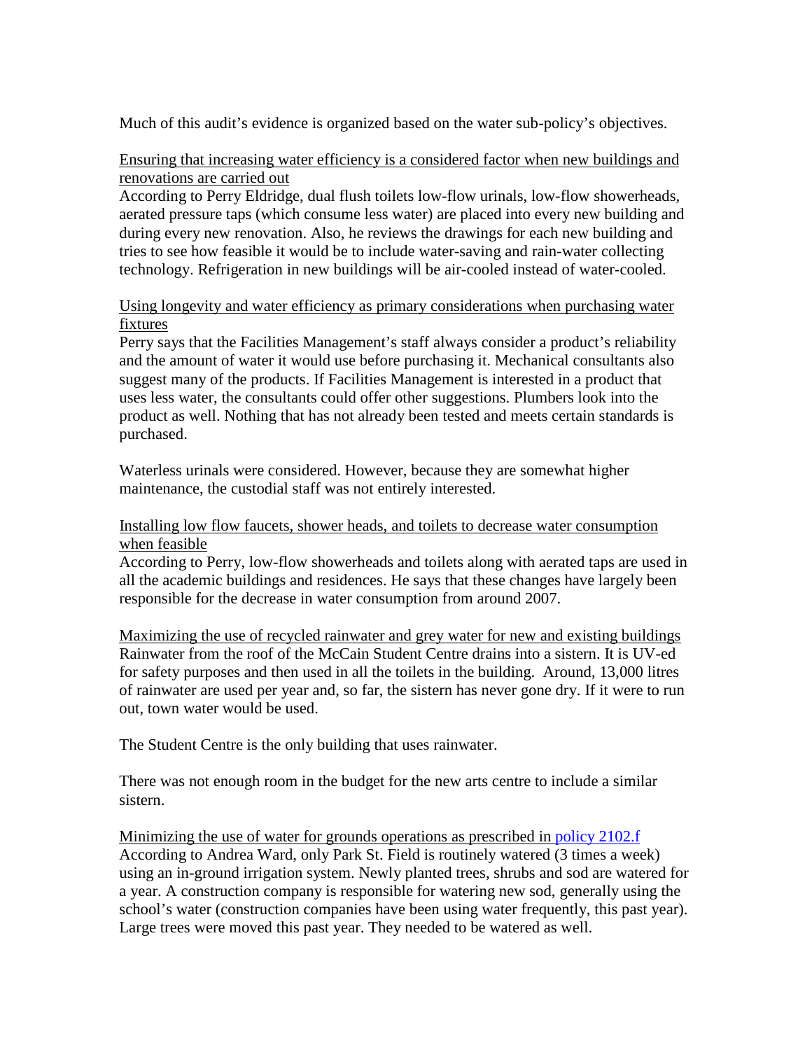Much of this audit's evidence is organized based on the water sub-policy's objectives.

<u>Ensuring that increasing water efficiency is a considered factor when new buildings and renovations are carried out</u>
According to Perry Eldridge, dual flush toilets low-flow urinals, low-flow showerheads, aerated pressure taps (which consume less water) are placed into every new building and during every new renovation. Also, he reviews the drawings for each new building and tries to see how feasible it would be to include water-saving and rain-water collecting technology. Refrigeration in new buildings will be air-cooled instead of water-cooled.

<u>Using longevity and water efficiency as primary considerations when purchasing water fixtures</u>
Perry says that the Facilities Management's staff always consider a product's reliability and the amount of water it would use before purchasing it. Mechanical consultants also suggest many of the products. If Facilities Management is interested in a product that uses less water, the consultants could offer other suggestions. Plumbers look into the product as well. Nothing that has not already been tested and meets certain standards is purchased.

Waterless urinals were considered. However, because they are somewhat higher maintenance, the custodial staff was not entirely interested.

<u>Installing low flow faucets, shower heads, and toilets to decrease water consumption when feasible</u>
According to Perry, low-flow showerheads and toilets along with aerated taps are used in all the academic buildings and residences. He says that these changes have largely been responsible for the decrease in water consumption from around 2007.

<u>Maximizing the use of recycled rainwater and grey water for new and existing buildings</u>
Rainwater from the roof of the McCain Student Centre drains into a sistern. It is UV-ed for safety purposes and then used in all the toilets in the building. Around, 13,000 litres of rainwater are used per year and, so far, the sistern has never gone dry. If it were to run out, town water would be used.

The Student Centre is the only building that uses rainwater.

There was not enough room in the budget for the new arts centre to include a similar sistern.

<u>Minimizing the use of water for grounds operations as prescribed in policy 2102.f</u>
According to Andrea Ward, only Park St. Field is routinely watered (3 times a week) using an in-ground irrigation system. Newly planted trees, shrubs and sod are watered for a year. A construction company is responsible for watering new sod, generally using the school's water (construction companies have been using water frequently, this past year). Large trees were moved this past year. They needed to be watered as well.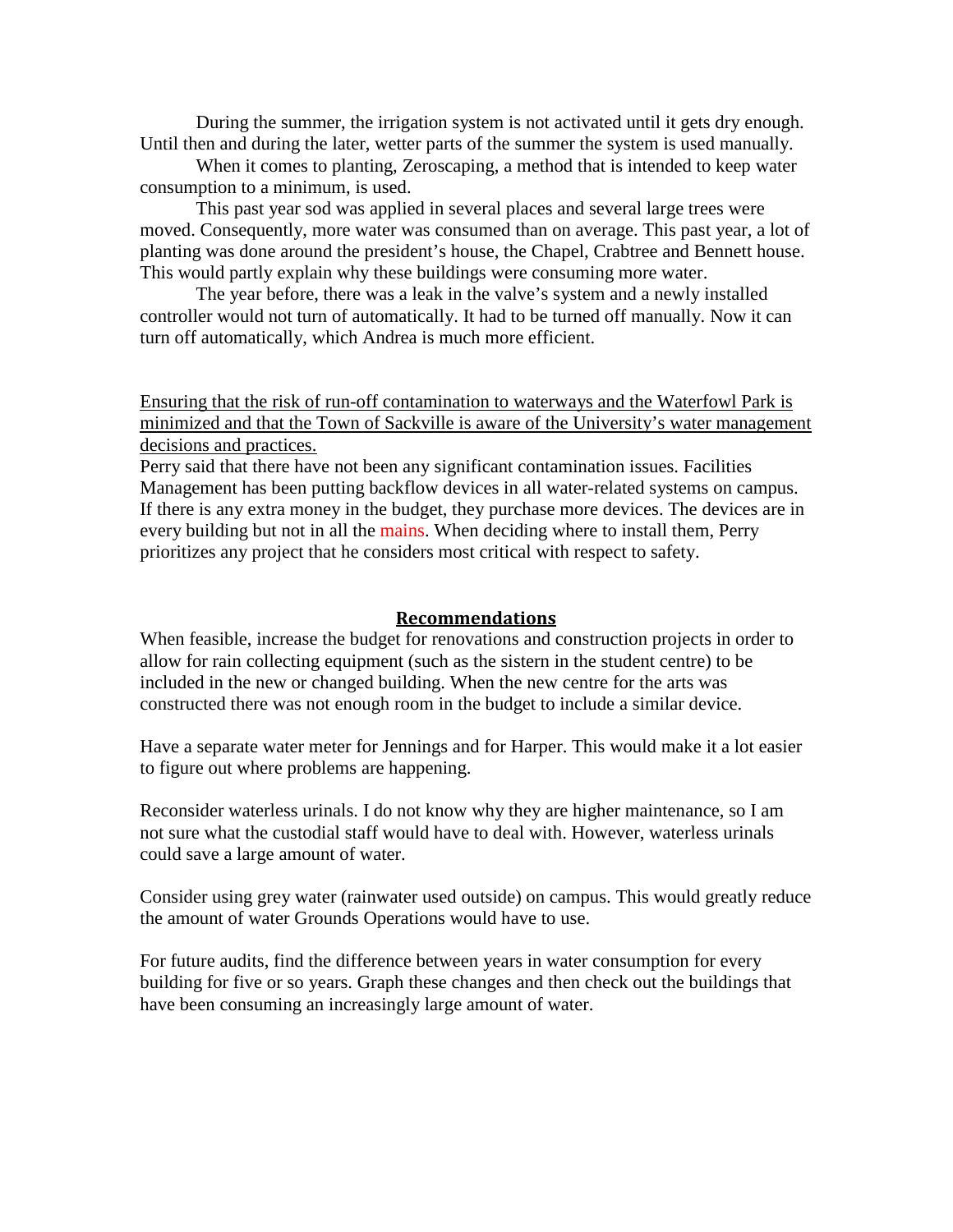During the summer, the irrigation system is not activated until it gets dry enough. Until then and during the later, wetter parts of the summer the system is used manually.

When it comes to planting, Zeroscaping, a method that is intended to keep water consumption to a minimum, is used.

This past year sod was applied in several places and several large trees were moved. Consequently, more water was consumed than on average. This past year, a lot of planting was done around the president's house, the Chapel, Crabtree and Bennett house. This would partly explain why these buildings were consuming more water.

The year before, there was a leak in the valve's system and a newly installed controller would not turn of automatically. It had to be turned off manually. Now it can turn off automatically, which Andrea is much more efficient.

<u>Ensuring that the risk of run-off contamination to waterways and the Waterfowl Park is minimized and that the Town of Sackville is aware of the University's water management decisions and practices.</u>

Perry said that there have not been any significant contamination issues. Facilities Management has been putting backflow devices in all water-related systems on campus. If there is any extra money in the budget, they purchase more devices. The devices are in every building but not in all the mains. When deciding where to install them, Perry prioritizes any project that he considers most critical with respect to safety.

## Recommendations

When feasible, increase the budget for renovations and construction projects in order to allow for rain collecting equipment (such as the sistern in the student centre) to be included in the new or changed building. When the new centre for the arts was constructed there was not enough room in the budget to include a similar device.

Have a separate water meter for Jennings and for Harper. This would make it a lot easier to figure out where problems are happening.

Reconsider waterless urinals. I do not know why they are higher maintenance, so I am not sure what the custodial staff would have to deal with. However, waterless urinals could save a large amount of water.

Consider using grey water (rainwater used outside) on campus. This would greatly reduce the amount of water Grounds Operations would have to use.

For future audits, find the difference between years in water consumption for every building for five or so years. Graph these changes and then check out the buildings that have been consuming an increasingly large amount of water.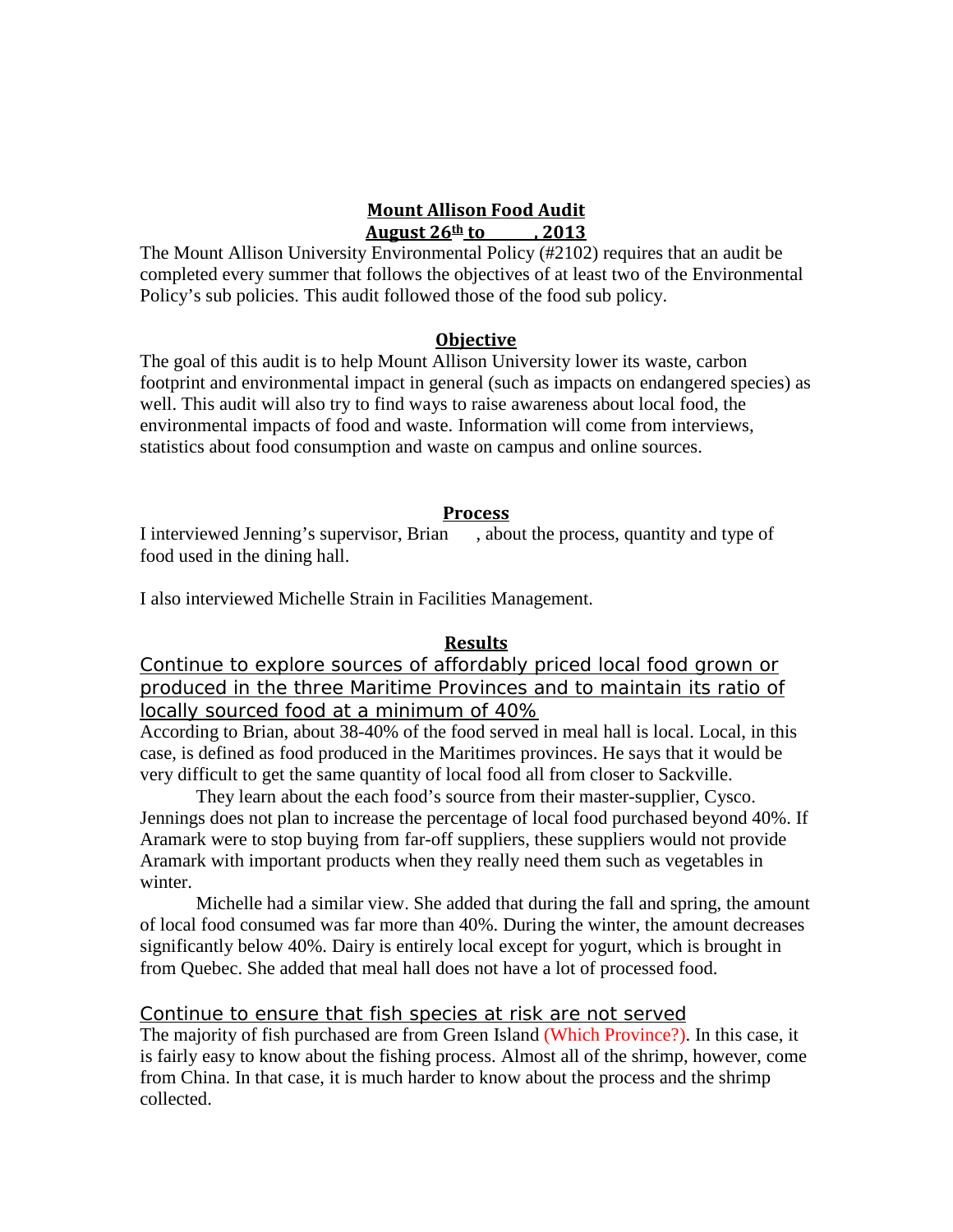## Mount Allison Food Audit
## August 26th to , 2013

The Mount Allison University Environmental Policy (#2102) requires that an audit be completed every summer that follows the objectives of at least two of the Environmental Policy's sub policies. This audit followed those of the food sub policy.

### Objective

The goal of this audit is to help Mount Allison University lower its waste, carbon footprint and environmental impact in general (such as impacts on endangered species) as well. This audit will also try to find ways to raise awareness about local food, the environmental impacts of food and waste. Information will come from interviews, statistics about food consumption and waste on campus and online sources.

### Process

I interviewed Jenning's supervisor, Brian , about the process, quantity and type of food used in the dining hall.

I also interviewed Michelle Strain in Facilities Management.

### Results

Continue to explore sources of affordably priced local food grown or produced in the three Maritime Provinces and to maintain its ratio of locally sourced food at a minimum of 40%

According to Brian, about 38-40% of the food served in meal hall is local. Local, in this case, is defined as food produced in the Maritimes provinces. He says that it would be very difficult to get the same quantity of local food all from closer to Sackville.

They learn about the each food's source from their master-supplier, Cysco. Jennings does not plan to increase the percentage of local food purchased beyond 40%. If Aramark were to stop buying from far-off suppliers, these suppliers would not provide Aramark with important products when they really need them such as vegetables in winter.

Michelle had a similar view. She added that during the fall and spring, the amount of local food consumed was far more than 40%. During the winter, the amount decreases significantly below 40%. Dairy is entirely local except for yogurt, which is brought in from Quebec. She added that meal hall does not have a lot of processed food.

Continue to ensure that fish species at risk are not served

The majority of fish purchased are from Green Island (Which Province?). In this case, it is fairly easy to know about the fishing process. Almost all of the shrimp, however, come from China. In that case, it is much harder to know about the process and the shrimp collected.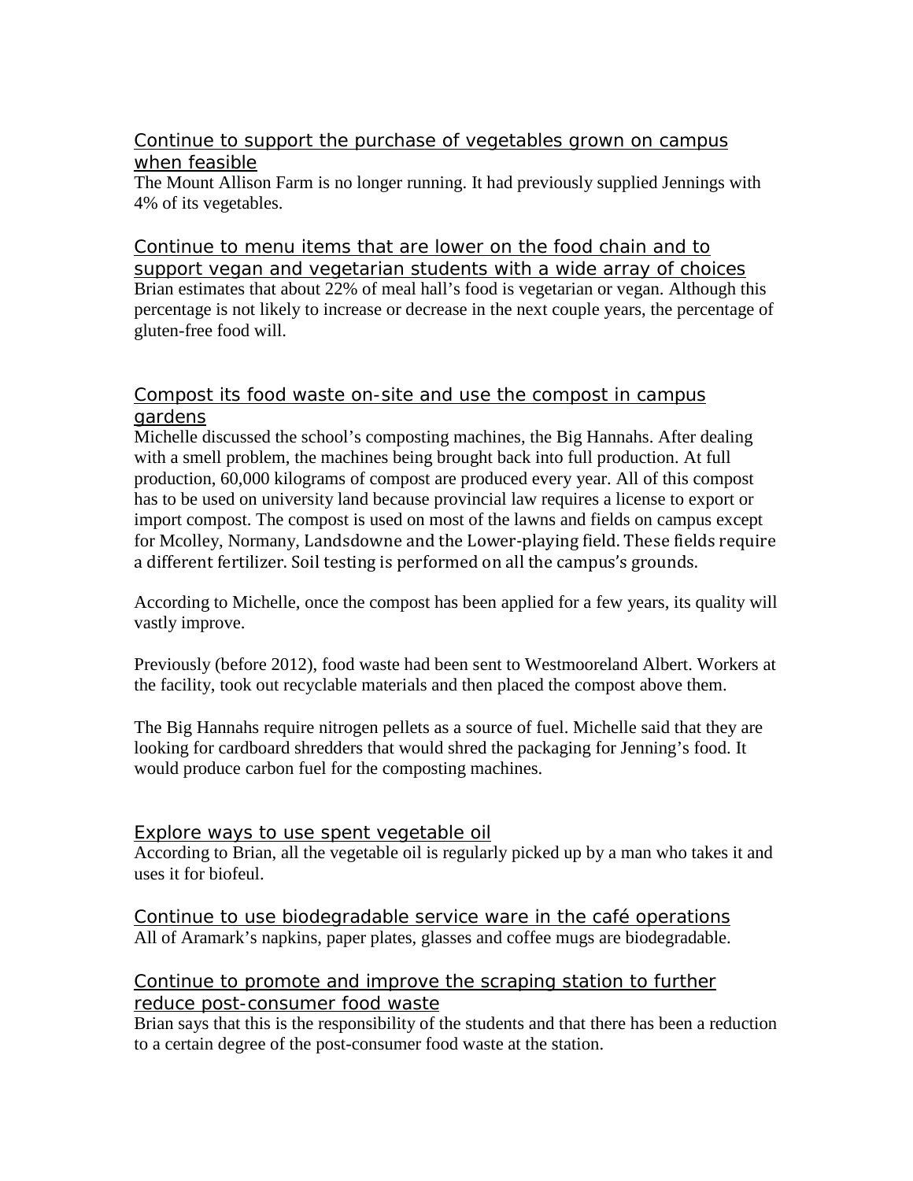Continue to support the purchase of vegetables grown on campus when feasible

The Mount Allison Farm is no longer running. It had previously supplied Jennings with 4% of its vegetables.

Continue to menu items that are lower on the food chain and to support vegan and vegetarian students with a wide array of choices

Brian estimates that about 22% of meal hall's food is vegetarian or vegan. Although this percentage is not likely to increase or decrease in the next couple years, the percentage of gluten-free food will.

Compost its food waste on-site and use the compost in campus gardens

Michelle discussed the school's composting machines, the Big Hannahs. After dealing with a smell problem, the machines being brought back into full production. At full production, 60,000 kilograms of compost are produced every year. All of this compost has to be used on university land because provincial law requires a license to export or import compost. The compost is used on most of the lawns and fields on campus except for Mcolley, Normany, Landsdowne and the Lower-playing field. These fields require a different fertilizer. Soil testing is performed on all the campus's grounds.

According to Michelle, once the compost has been applied for a few years, its quality will vastly improve.

Previously (before 2012), food waste had been sent to Westmooreland Albert. Workers at the facility, took out recyclable materials and then placed the compost above them.

The Big Hannahs require nitrogen pellets as a source of fuel. Michelle said that they are looking for cardboard shredders that would shred the packaging for Jenning's food. It would produce carbon fuel for the composting machines.

Explore ways to use spent vegetable oil

According to Brian, all the vegetable oil is regularly picked up by a man who takes it and uses it for biofeul.

Continue to use biodegradable service ware in the café operations

All of Aramark's napkins, paper plates, glasses and coffee mugs are biodegradable.

Continue to promote and improve the scraping station to further reduce post-consumer food waste

Brian says that this is the responsibility of the students and that there has been a reduction to a certain degree of the post-consumer food waste at the station.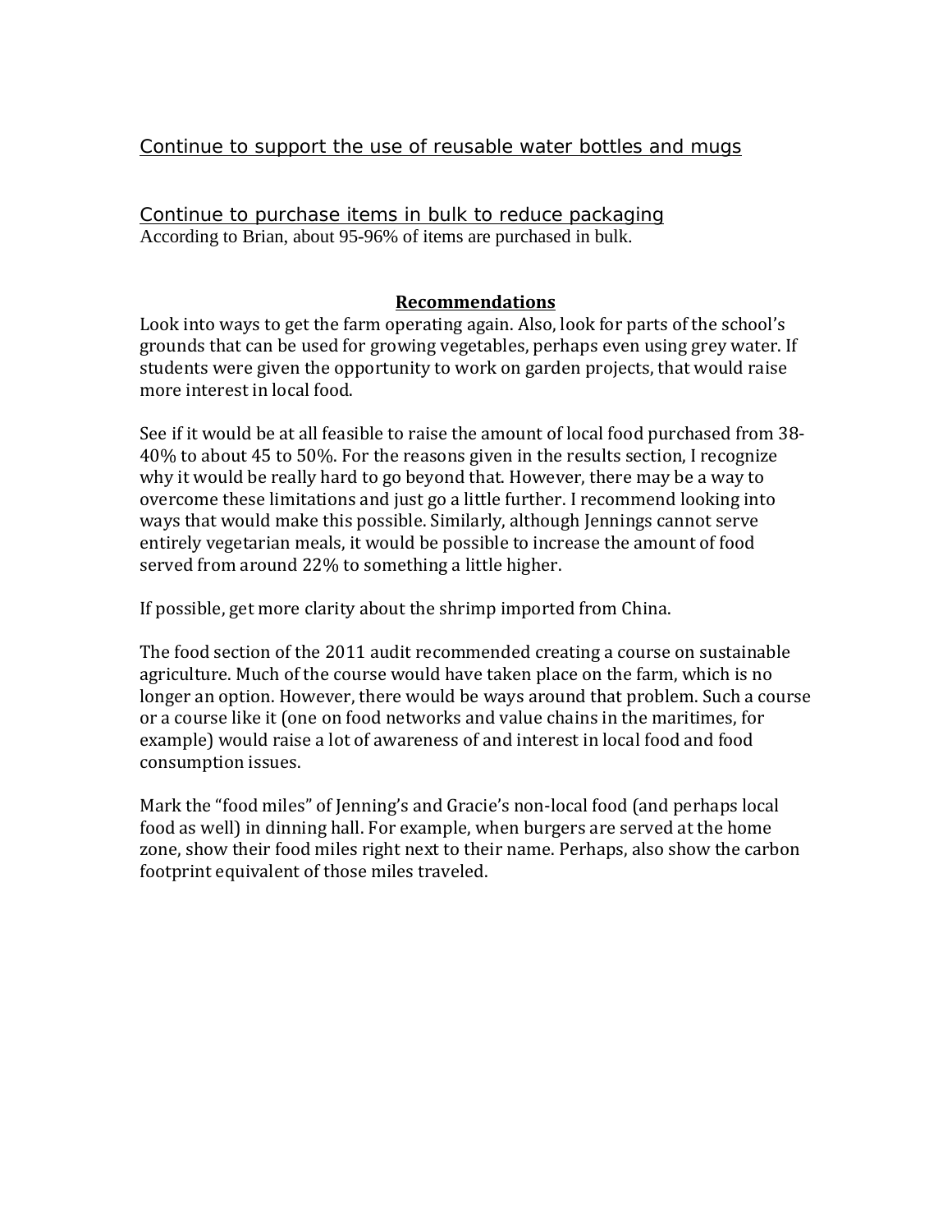Continue to support the use of reusable water bottles and mugs

Continue to purchase items in bulk to reduce packaging

According to Brian, about 95-96% of items are purchased in bulk.

## Recommendations

Look into ways to get the farm operating again. Also, look for parts of the school's grounds that can be used for growing vegetables, perhaps even using grey water. If students were given the opportunity to work on garden projects, that would raise more interest in local food.

See if it would be at all feasible to raise the amount of local food purchased from 38-40% to about 45 to 50%. For the reasons given in the results section, I recognize why it would be really hard to go beyond that. However, there may be a way to overcome these limitations and just go a little further. I recommend looking into ways that would make this possible. Similarly, although Jennings cannot serve entirely vegetarian meals, it would be possible to increase the amount of food served from around 22% to something a little higher.

If possible, get more clarity about the shrimp imported from China.

The food section of the 2011 audit recommended creating a course on sustainable agriculture. Much of the course would have taken place on the farm, which is no longer an option. However, there would be ways around that problem. Such a course or a course like it (one on food networks and value chains in the maritimes, for example) would raise a lot of awareness of and interest in local food and food consumption issues.

Mark the "food miles" of Jenning's and Gracie's non-local food (and perhaps local food as well) in dinning hall. For example, when burgers are served at the home zone, show their food miles right next to their name. Perhaps, also show the carbon footprint equivalent of those miles traveled.